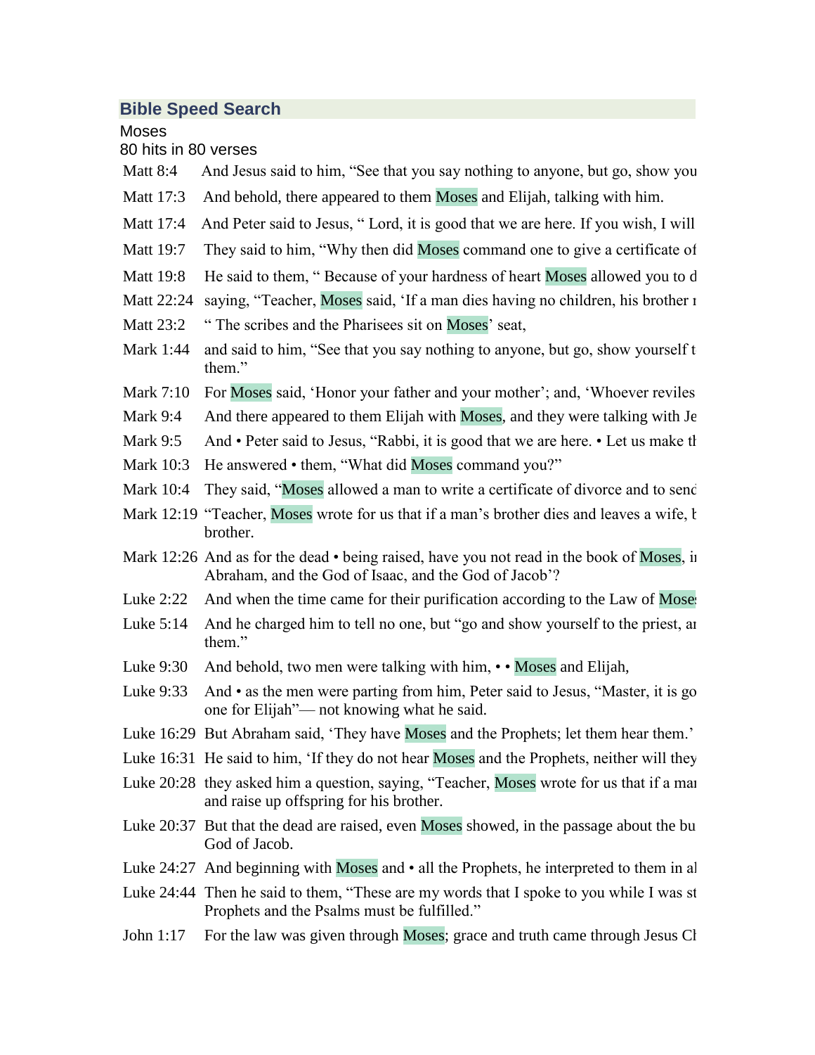## Bible Speed Search

Moses

80 hits in 80 verses

| | |
|---|---|
| Matt 8:4 | And Jesus said to him, “See that you say nothing to anyone, but go, show you |
| Matt 17:3 | And behold, there appeared to them Moses and Elijah, talking with him. |
| Matt 17:4 | And Peter said to Jesus, “ Lord, it is good that we are here. If you wish, I will |
| Matt 19:7 | They said to him, “Why then did Moses command one to give a certificate of |
| Matt 19:8 | He said to them, “ Because of your hardness of heart Moses allowed you to d |
| Matt 22:24 | saying, “Teacher, Moses said, ‘If a man dies having no children, his brother r |
| Matt 23:2 | “ The scribes and the Pharisees sit on Moses’ seat, |
| Mark 1:44 | and said to him, “See that you say nothing to anyone, but go, show yourself t them.” |
| Mark 7:10 | For Moses said, ‘Honor your father and your mother’; and, ‘Whoever reviles |
| Mark 9:4 | And there appeared to them Elijah with Moses, and they were talking with Je |
| Mark 9:5 | And • Peter said to Jesus, “Rabbi, it is good that we are here. • Let us make th |
| Mark 10:3 | He answered • them, “What did Moses command you?” |
| Mark 10:4 | They said, “Moses allowed a man to write a certificate of divorce and to send |
| Mark 12:19 | “Teacher, Moses wrote for us that if a man’s brother dies and leaves a wife, b brother. |
| Mark 12:26 | And as for the dead • being raised, have you not read in the book of Moses, in Abraham, and the God of Isaac, and the God of Jacob’? |
| Luke 2:22 | And when the time came for their purification according to the Law of Moses |
| Luke 5:14 | And he charged him to tell no one, but “go and show yourself to the priest, an them.” |
| Luke 9:30 | And behold, two men were talking with him, • • Moses and Elijah, |
| Luke 9:33 | And • as the men were parting from him, Peter said to Jesus, “Master, it is go one for Elijah”— not knowing what he said. |
| Luke 16:29 | But Abraham said, ‘They have Moses and the Prophets; let them hear them.’ |
| Luke 16:31 | He said to him, ‘If they do not hear Moses and the Prophets, neither will they |
| Luke 20:28 | they asked him a question, saying, “Teacher, Moses wrote for us that if a man and raise up offspring for his brother. |
| Luke 20:37 | But that the dead are raised, even Moses showed, in the passage about the bu God of Jacob. |
| Luke 24:27 | And beginning with Moses and • all the Prophets, he interpreted to them in al |
| Luke 24:44 | Then he said to them, “These are my words that I spoke to you while I was st Prophets and the Psalms must be fulfilled.” |
| John 1:17 | For the law was given through Moses; grace and truth came through Jesus Ch |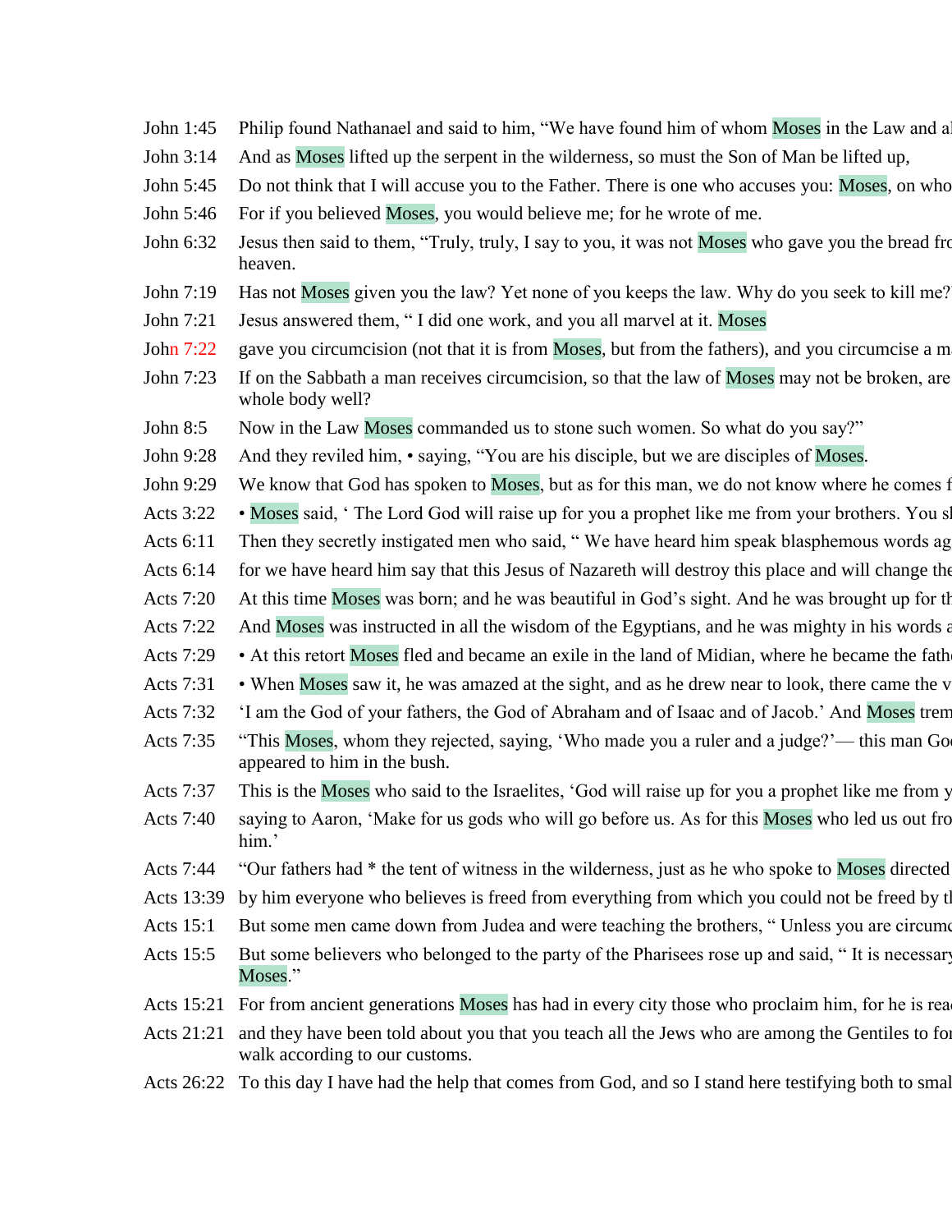| | |
|---|---|
| John 1:45 | Philip found Nathanael and said to him, “We have found him of whom Moses in the Law and al |
| John 3:14 | And as Moses lifted up the serpent in the wilderness, so must the Son of Man be lifted up, |
| John 5:45 | Do not think that I will accuse you to the Father. There is one who accuses you: Moses, on who |
| John 5:46 | For if you believed Moses, you would believe me; for he wrote of me. |
| John 6:32 | Jesus then said to them, “Truly, truly, I say to you, it was not Moses who gave you the bread fro heaven. |
| John 7:19 | Has not Moses given you the law? Yet none of you keeps the law. Why do you seek to kill me? |
| John 7:21 | Jesus answered them, “ I did one work, and you all marvel at it. Moses |
| John 7:22 | gave you circumcision (not that it is from Moses, but from the fathers), and you circumcise a ma |
| John 7:23 | If on the Sabbath a man receives circumcision, so that the law of Moses may not be broken, are whole body well? |
| John 8:5 | Now in the Law Moses commanded us to stone such women. So what do you say?” |
| John 9:28 | And they reviled him, • saying, “You are his disciple, but we are disciples of Moses. |
| John 9:29 | We know that God has spoken to Moses, but as for this man, we do not know where he comes f |
| Acts 3:22 | • Moses said, ‘ The Lord God will raise up for you a prophet like me from your brothers. You sl |
| Acts 6:11 | Then they secretly instigated men who said, “ We have heard him speak blasphemous words ag |
| Acts 6:14 | for we have heard him say that this Jesus of Nazareth will destroy this place and will change the |
| Acts 7:20 | At this time Moses was born; and he was beautiful in God’s sight. And he was brought up for th |
| Acts 7:22 | And Moses was instructed in all the wisdom of the Egyptians, and he was mighty in his words a |
| Acts 7:29 | • At this retort Moses fled and became an exile in the land of Midian, where he became the fathe |
| Acts 7:31 | • When Moses saw it, he was amazed at the sight, and as he drew near to look, there came the v |
| Acts 7:32 | ‘I am the God of your fathers, the God of Abraham and of Isaac and of Jacob.’ And Moses trem |
| Acts 7:35 | “This Moses, whom they rejected, saying, ‘Who made you a ruler and a judge?’— this man Goo appeared to him in the bush. |
| Acts 7:37 | This is the Moses who said to the Israelites, ‘God will raise up for you a prophet like me from y |
| Acts 7:40 | saying to Aaron, ‘Make for us gods who will go before us. As for this Moses who led us out fro him.’ |
| Acts 7:44 | “Our fathers had * the tent of witness in the wilderness, just as he who spoke to Moses directed |
| Acts 13:39 | by him everyone who believes is freed from everything from which you could not be freed by th |
| Acts 15:1 | But some men came down from Judea and were teaching the brothers, “ Unless you are circumc |
| Acts 15:5 | But some believers who belonged to the party of the Pharisees rose up and said, “ It is necessary Moses.” |
| Acts 15:21 | For from ancient generations Moses has had in every city those who proclaim him, for he is rea |
| Acts 21:21 | and they have been told about you that you teach all the Jews who are among the Gentiles to for walk according to our customs. |
| Acts 26:22 | To this day I have had the help that comes from God, and so I stand here testifying both to smal |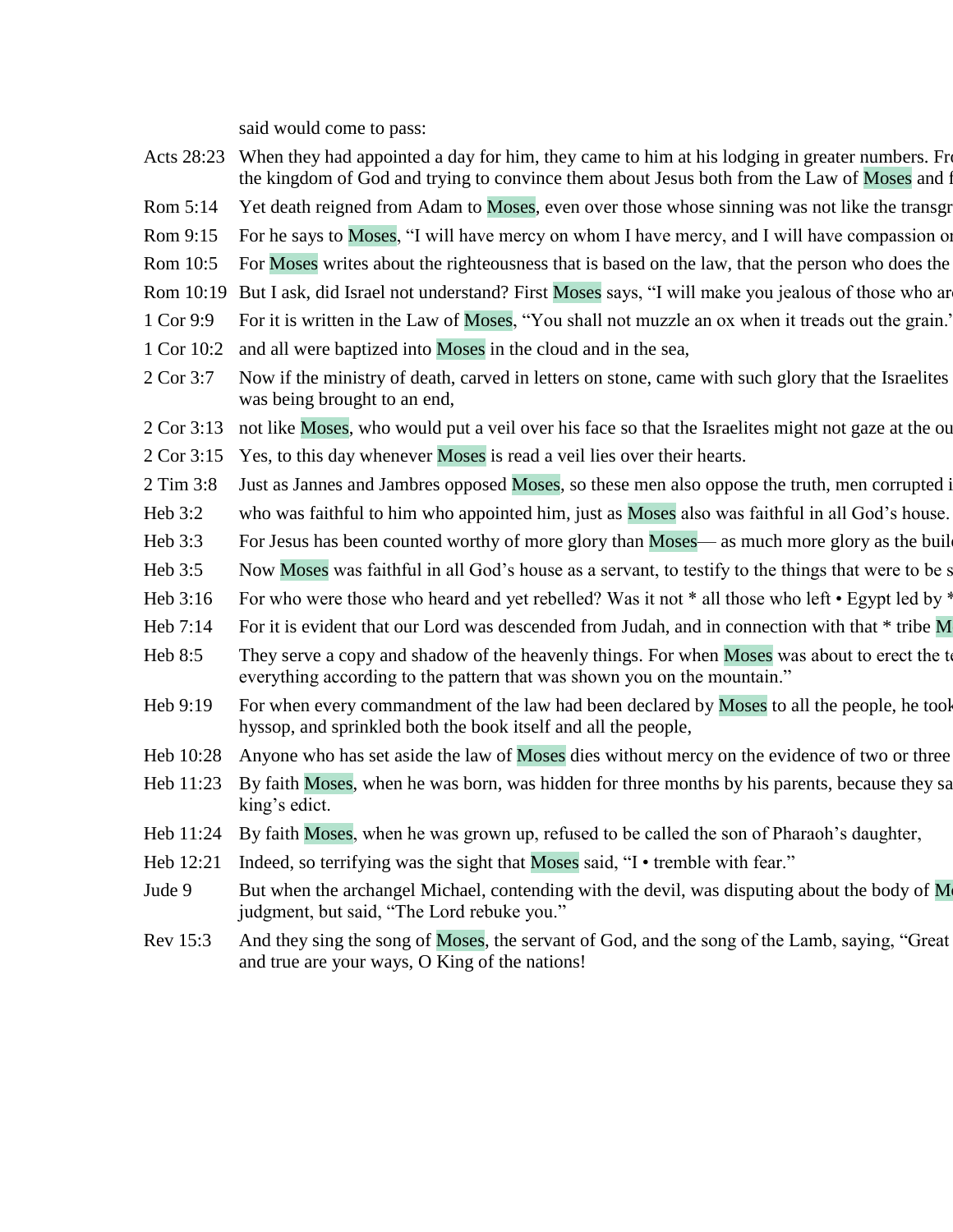said would come to pass:

| | |
|---|---|
| Acts 28:23 | When they had appointed a day for him, they came to him at his lodging in greater numbers. Fr the kingdom of God and trying to convince them about Jesus both from the Law of Moses and f |
| Rom 5:14 | Yet death reigned from Adam to Moses, even over those whose sinning was not like the transgr |
| Rom 9:15 | For he says to Moses, "I will have mercy on whom I have mercy, and I will have compassion o |
| Rom 10:5 | For Moses writes about the righteousness that is based on the law, that the person who does the |
| Rom 10:19 | But I ask, did Israel not understand? First Moses says, "I will make you jealous of those who ar |
| 1 Cor 9:9 | For it is written in the Law of Moses, "You shall not muzzle an ox when it treads out the grain." |
| 1 Cor 10:2 | and all were baptized into Moses in the cloud and in the sea, |
| 2 Cor 3:7 | Now if the ministry of death, carved in letters on stone, came with such glory that the Israelites was being brought to an end, |
| 2 Cor 3:13 | not like Moses, who would put a veil over his face so that the Israelites might not gaze at the ou |
| 2 Cor 3:15 | Yes, to this day whenever Moses is read a veil lies over their hearts. |
| 2 Tim 3:8 | Just as Jannes and Jambres opposed Moses, so these men also oppose the truth, men corrupted i |
| Heb 3:2 | who was faithful to him who appointed him, just as Moses also was faithful in all God's house. |
| Heb 3:3 | For Jesus has been counted worthy of more glory than Moses— as much more glory as the buil |
| Heb 3:5 | Now Moses was faithful in all God's house as a servant, to testify to the things that were to be s |
| Heb 3:16 | For who were those who heard and yet rebelled? Was it not * all those who left • Egypt led by * |
| Heb 7:14 | For it is evident that our Lord was descended from Judah, and in connection with that * tribe M |
| Heb 8:5 | They serve a copy and shadow of the heavenly things. For when Moses was about to erect the t everything according to the pattern that was shown you on the mountain." |
| Heb 9:19 | For when every commandment of the law had been declared by Moses to all the people, he too hyssop, and sprinkled both the book itself and all the people, |
| Heb 10:28 | Anyone who has set aside the law of Moses dies without mercy on the evidence of two or three |
| Heb 11:23 | By faith Moses, when he was born, was hidden for three months by his parents, because they sa king's edict. |
| Heb 11:24 | By faith Moses, when he was grown up, refused to be called the son of Pharaoh's daughter, |
| Heb 12:21 | Indeed, so terrifying was the sight that Moses said, "I • tremble with fear." |
| Jude 9 | But when the archangel Michael, contending with the devil, was disputing about the body of M judgment, but said, "The Lord rebuke you." |
| Rev 15:3 | And they sing the song of Moses, the servant of God, and the song of the Lamb, saying, "Great and true are your ways, O King of the nations! |